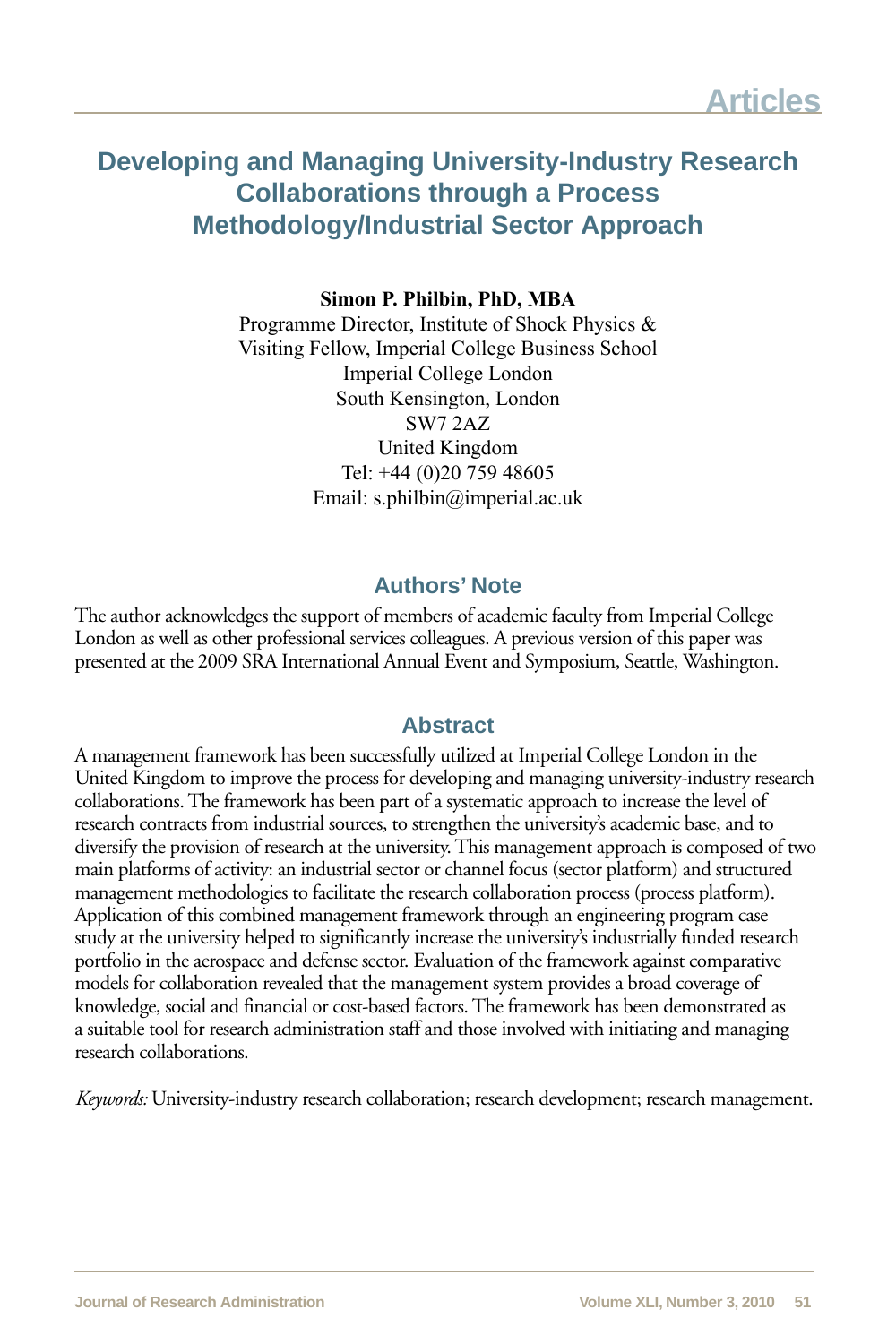# Developing and Managing University-Industry Research Collaborations through a Process Methodology/Industrial Sector Approach

**Simon P. Philbin, PhD, MBA**
Programme Director, Institute of Shock Physics &
Visiting Fellow, Imperial College Business School
Imperial College London
South Kensington, London
SW7 2AZ
United Kingdom
Tel: +44 (0)20 759 48605
Email: s.philbin@imperial.ac.uk

## Authors' Note

The author acknowledges the support of members of academic faculty from Imperial College London as well as other professional services colleagues. A previous version of this paper was presented at the 2009 SRA International Annual Event and Symposium, Seattle, Washington.

## Abstract

A management framework has been successfully utilized at Imperial College London in the United Kingdom to improve the process for developing and managing university-industry research collaborations. The framework has been part of a systematic approach to increase the level of research contracts from industrial sources, to strengthen the university's academic base, and to diversify the provision of research at the university. This management approach is composed of two main platforms of activity: an industrial sector or channel focus (sector platform) and structured management methodologies to facilitate the research collaboration process (process platform). Application of this combined management framework through an engineering program case study at the university helped to significantly increase the university's industrially funded research portfolio in the aerospace and defense sector. Evaluation of the framework against comparative models for collaboration revealed that the management system provides a broad coverage of knowledge, social and financial or cost-based factors. The framework has been demonstrated as a suitable tool for research administration staff and those involved with initiating and managing research collaborations.

*Keywords:* University-industry research collaboration; research development; research management.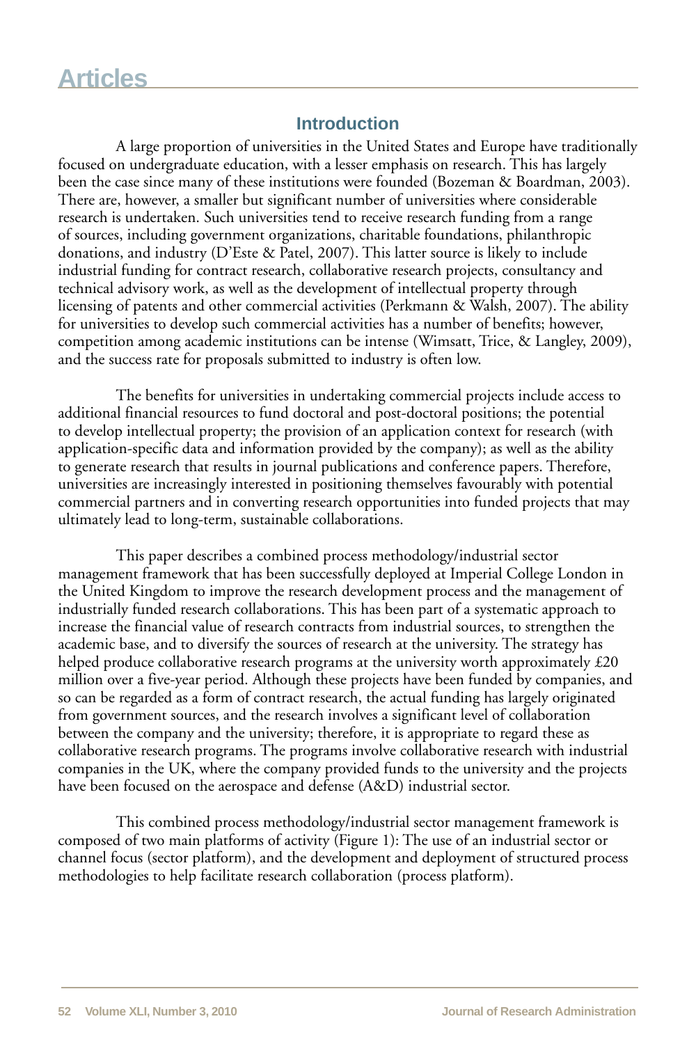## Introduction

A large proportion of universities in the United States and Europe have traditionally focused on undergraduate education, with a lesser emphasis on research. This has largely been the case since many of these institutions were founded (Bozeman & Boardman, 2003). There are, however, a smaller but significant number of universities where considerable research is undertaken. Such universities tend to receive research funding from a range of sources, including government organizations, charitable foundations, philanthropic donations, and industry (D'Este & Patel, 2007). This latter source is likely to include industrial funding for contract research, collaborative research projects, consultancy and technical advisory work, as well as the development of intellectual property through licensing of patents and other commercial activities (Perkmann & Walsh, 2007). The ability for universities to develop such commercial activities has a number of benefits; however, competition among academic institutions can be intense (Wimsatt, Trice, & Langley, 2009), and the success rate for proposals submitted to industry is often low.

The benefits for universities in undertaking commercial projects include access to additional financial resources to fund doctoral and post-doctoral positions; the potential to develop intellectual property; the provision of an application context for research (with application-specific data and information provided by the company); as well as the ability to generate research that results in journal publications and conference papers. Therefore, universities are increasingly interested in positioning themselves favourably with potential commercial partners and in converting research opportunities into funded projects that may ultimately lead to long-term, sustainable collaborations.

This paper describes a combined process methodology/industrial sector management framework that has been successfully deployed at Imperial College London in the United Kingdom to improve the research development process and the management of industrially funded research collaborations. This has been part of a systematic approach to increase the financial value of research contracts from industrial sources, to strengthen the academic base, and to diversify the sources of research at the university. The strategy has helped produce collaborative research programs at the university worth approximately £20 million over a five-year period. Although these projects have been funded by companies, and so can be regarded as a form of contract research, the actual funding has largely originated from government sources, and the research involves a significant level of collaboration between the company and the university; therefore, it is appropriate to regard these as collaborative research programs. The programs involve collaborative research with industrial companies in the UK, where the company provided funds to the university and the projects have been focused on the aerospace and defense (A&D) industrial sector.

This combined process methodology/industrial sector management framework is composed of two main platforms of activity (Figure 1): The use of an industrial sector or channel focus (sector platform), and the development and deployment of structured process methodologies to help facilitate research collaboration (process platform).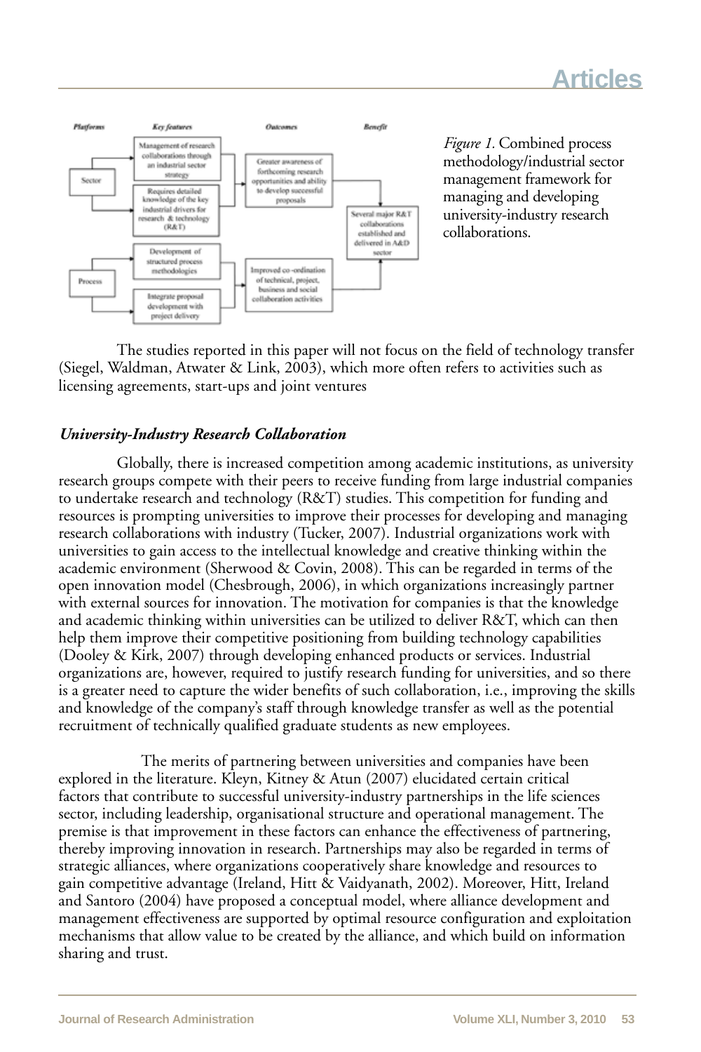Platforms

Key features

Outcomes

Benefit

Sector

Management of research collaborations through an industrial sector strategy

Requires detailed knowledge of the key industrial drivers for research & technology (R&T)

Greater awareness of forthcoming research opportunities and ability to develop successful proposals

Several major R&T collaborations established and delivered in A&D sector

Process

Development of structured process methodologies

Integrate proposal development with project delivery

Improved co-ordination of technical, project, business and social collaboration activities

*Figure 1.* Combined process methodology/industrial sector management framework for managing and developing university-industry research collaborations.

The studies reported in this paper will not focus on the field of technology transfer (Siegel, Waldman, Atwater & Link, 2003), which more often refers to activities such as licensing agreements, start-ups and joint ventures

### *University-Industry Research Collaboration*

Globally, there is increased competition among academic institutions, as university research groups compete with their peers to receive funding from large industrial companies to undertake research and technology (R&T) studies. This competition for funding and resources is prompting universities to improve their processes for developing and managing research collaborations with industry (Tucker, 2007). Industrial organizations work with universities to gain access to the intellectual knowledge and creative thinking within the academic environment (Sherwood & Covin, 2008). This can be regarded in terms of the open innovation model (Chesbrough, 2006), in which organizations increasingly partner with external sources for innovation. The motivation for companies is that the knowledge and academic thinking within universities can be utilized to deliver R&T, which can then help them improve their competitive positioning from building technology capabilities (Dooley & Kirk, 2007) through developing enhanced products or services. Industrial organizations are, however, required to justify research funding for universities, and so there is a greater need to capture the wider benefits of such collaboration, i.e., improving the skills and knowledge of the company's staff through knowledge transfer as well as the potential recruitment of technically qualified graduate students as new employees.

The merits of partnering between universities and companies have been explored in the literature. Kleyn, Kitney & Atun (2007) elucidated certain critical factors that contribute to successful university-industry partnerships in the life sciences sector, including leadership, organisational structure and operational management. The premise is that improvement in these factors can enhance the effectiveness of partnering, thereby improving innovation in research. Partnerships may also be regarded in terms of strategic alliances, where organizations cooperatively share knowledge and resources to gain competitive advantage (Ireland, Hitt & Vaidyanath, 2002). Moreover, Hitt, Ireland and Santoro (2004) have proposed a conceptual model, where alliance development and management effectiveness are supported by optimal resource configuration and exploitation mechanisms that allow value to be created by the alliance, and which build on information sharing and trust.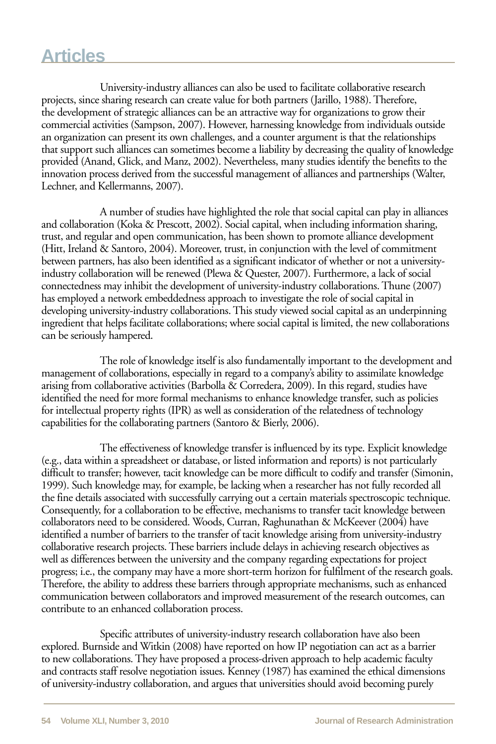University-industry alliances can also be used to facilitate collaborative research projects, since sharing research can create value for both partners (Jarillo, 1988). Therefore, the development of strategic alliances can be an attractive way for organizations to grow their commercial activities (Sampson, 2007). However, harnessing knowledge from individuals outside an organization can present its own challenges, and a counter argument is that the relationships that support such alliances can sometimes become a liability by decreasing the quality of knowledge provided (Anand, Glick, and Manz, 2002). Nevertheless, many studies identify the benefits to the innovation process derived from the successful management of alliances and partnerships (Walter, Lechner, and Kellermanns, 2007).

A number of studies have highlighted the role that social capital can play in alliances and collaboration (Koka & Prescott, 2002). Social capital, when including information sharing, trust, and regular and open communication, has been shown to promote alliance development (Hitt, Ireland & Santoro, 2004). Moreover, trust, in conjunction with the level of commitment between partners, has also been identified as a significant indicator of whether or not a university-industry collaboration will be renewed (Plewa & Quester, 2007). Furthermore, a lack of social connectedness may inhibit the development of university-industry collaborations. Thune (2007) has employed a network embeddedness approach to investigate the role of social capital in developing university-industry collaborations. This study viewed social capital as an underpinning ingredient that helps facilitate collaborations; where social capital is limited, the new collaborations can be seriously hampered.

The role of knowledge itself is also fundamentally important to the development and management of collaborations, especially in regard to a company's ability to assimilate knowledge arising from collaborative activities (Barbolla & Corredera, 2009). In this regard, studies have identified the need for more formal mechanisms to enhance knowledge transfer, such as policies for intellectual property rights (IPR) as well as consideration of the relatedness of technology capabilities for the collaborating partners (Santoro & Bierly, 2006).

The effectiveness of knowledge transfer is influenced by its type. Explicit knowledge (e.g., data within a spreadsheet or database, or listed information and reports) is not particularly difficult to transfer; however, tacit knowledge can be more difficult to codify and transfer (Simonin, 1999). Such knowledge may, for example, be lacking when a researcher has not fully recorded all the fine details associated with successfully carrying out a certain materials spectroscopic technique. Consequently, for a collaboration to be effective, mechanisms to transfer tacit knowledge between collaborators need to be considered. Woods, Curran, Raghunathan & McKeever (2004) have identified a number of barriers to the transfer of tacit knowledge arising from university-industry collaborative research projects. These barriers include delays in achieving research objectives as well as differences between the university and the company regarding expectations for project progress; i.e., the company may have a more short-term horizon for fulfilment of the research goals. Therefore, the ability to address these barriers through appropriate mechanisms, such as enhanced communication between collaborators and improved measurement of the research outcomes, can contribute to an enhanced collaboration process.

Specific attributes of university-industry research collaboration have also been explored. Burnside and Witkin (2008) have reported on how IP negotiation can act as a barrier to new collaborations. They have proposed a process-driven approach to help academic faculty and contracts staff resolve negotiation issues. Kenney (1987) has examined the ethical dimensions of university-industry collaboration, and argues that universities should avoid becoming purely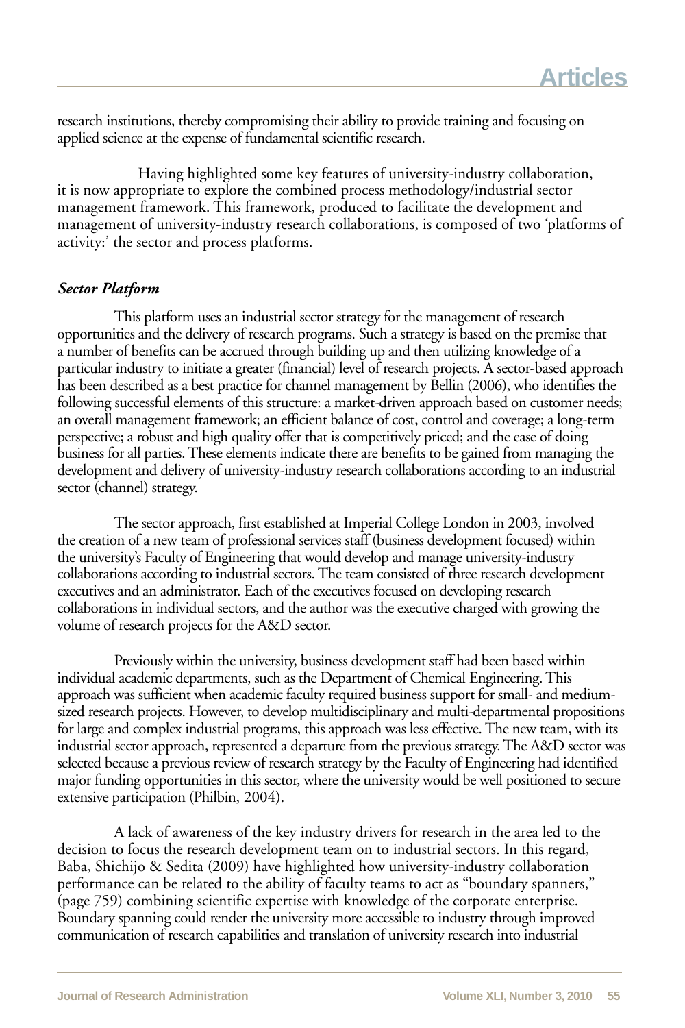research institutions, thereby compromising their ability to provide training and focusing on applied science at the expense of fundamental scientific research.

Having highlighted some key features of university-industry collaboration, it is now appropriate to explore the combined process methodology/industrial sector management framework. This framework, produced to facilitate the development and management of university-industry research collaborations, is composed of two 'platforms of activity:' the sector and process platforms.

### *Sector Platform*

This platform uses an industrial sector strategy for the management of research opportunities and the delivery of research programs. Such a strategy is based on the premise that a number of benefits can be accrued through building up and then utilizing knowledge of a particular industry to initiate a greater (financial) level of research projects. A sector-based approach has been described as a best practice for channel management by Bellin (2006), who identifies the following successful elements of this structure: a market-driven approach based on customer needs; an overall management framework; an efficient balance of cost, control and coverage; a long-term perspective; a robust and high quality offer that is competitively priced; and the ease of doing business for all parties. These elements indicate there are benefits to be gained from managing the development and delivery of university-industry research collaborations according to an industrial sector (channel) strategy.

The sector approach, first established at Imperial College London in 2003, involved the creation of a new team of professional services staff (business development focused) within the university's Faculty of Engineering that would develop and manage university-industry collaborations according to industrial sectors. The team consisted of three research development executives and an administrator. Each of the executives focused on developing research collaborations in individual sectors, and the author was the executive charged with growing the volume of research projects for the A&D sector.

Previously within the university, business development staff had been based within individual academic departments, such as the Department of Chemical Engineering. This approach was sufficient when academic faculty required business support for small- and medium-sized research projects. However, to develop multidisciplinary and multi-departmental propositions for large and complex industrial programs, this approach was less effective. The new team, with its industrial sector approach, represented a departure from the previous strategy. The A&D sector was selected because a previous review of research strategy by the Faculty of Engineering had identified major funding opportunities in this sector, where the university would be well positioned to secure extensive participation (Philbin, 2004).

A lack of awareness of the key industry drivers for research in the area led to the decision to focus the research development team on to industrial sectors. In this regard, Baba, Shichijo & Sedita (2009) have highlighted how university-industry collaboration performance can be related to the ability of faculty teams to act as "boundary spanners," (page 759) combining scientific expertise with knowledge of the corporate enterprise. Boundary spanning could render the university more accessible to industry through improved communication of research capabilities and translation of university research into industrial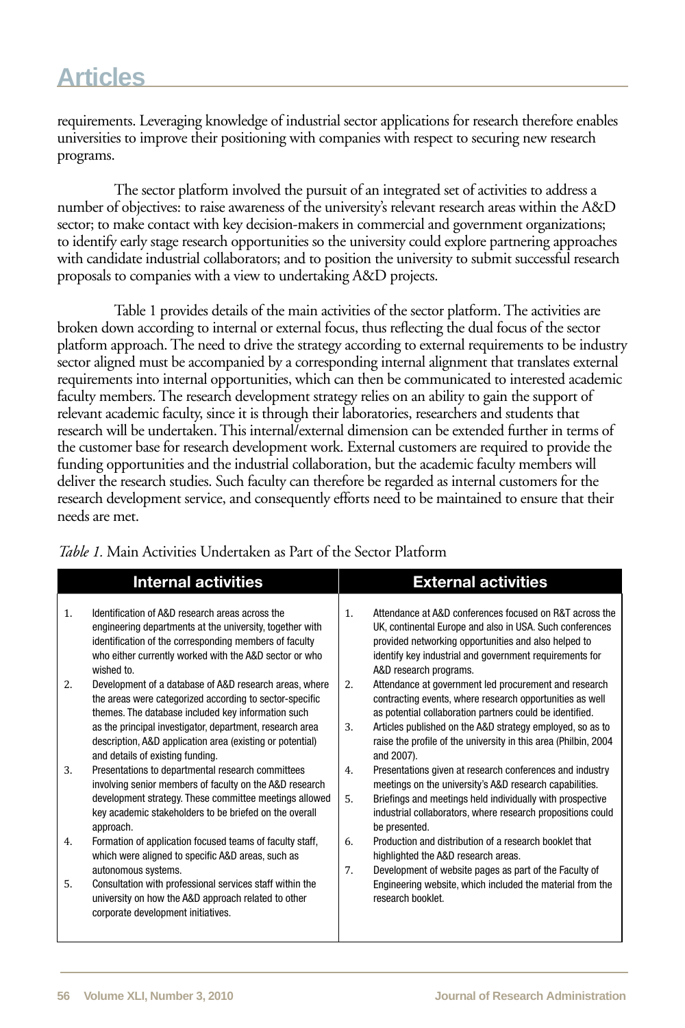requirements. Leveraging knowledge of industrial sector applications for research therefore enables universities to improve their positioning with companies with respect to securing new research programs.

The sector platform involved the pursuit of an integrated set of activities to address a number of objectives: to raise awareness of the university's relevant research areas within the A&D sector; to make contact with key decision-makers in commercial and government organizations; to identify early stage research opportunities so the university could explore partnering approaches with candidate industrial collaborators; and to position the university to submit successful research proposals to companies with a view to undertaking A&D projects.

Table 1 provides details of the main activities of the sector platform. The activities are broken down according to internal or external focus, thus reflecting the dual focus of the sector platform approach. The need to drive the strategy according to external requirements to be industry sector aligned must be accompanied by a corresponding internal alignment that translates external requirements into internal opportunities, which can then be communicated to interested academic faculty members. The research development strategy relies on an ability to gain the support of relevant academic faculty, since it is through their laboratories, researchers and students that research will be undertaken. This internal/external dimension can be extended further in terms of the customer base for research development work. External customers are required to provide the funding opportunities and the industrial collaboration, but the academic faculty members will deliver the research studies. Such faculty can therefore be regarded as internal customers for the research development service, and consequently efforts need to be maintained to ensure that their needs are met.

*Table 1.* Main Activities Undertaken as Part of the Sector Platform

| Internal activities | External activities |
|---|---|
| 1. Identification of A&D research areas across the engineering departments at the university, together with identification of the corresponding members of faculty who either currently worked with the A&D sector or who wished to. | 1. Attendance at A&D conferences focused on R&T across the UK, continental Europe and also in USA. Such conferences provided networking opportunities and also helped to identify key industrial and government requirements for A&D research programs. |
| 2. Development of a database of A&D research areas, where the areas were categorized according to sector-specific themes. The database included key information such as the principal investigator, department, research area description, A&D application area (existing or potential) and details of existing funding. | 2. Attendance at government led procurement and research contracting events, where research opportunities as well as potential collaboration partners could be identified. |
| 3. Presentations to departmental research committees involving senior members of faculty on the A&D research development strategy. These committee meetings allowed key academic stakeholders to be briefed on the overall approach. | 3. Articles published on the A&D strategy employed, so as to raise the profile of the university in this area (Philbin, 2004 and 2007). |
| 4. Formation of application focused teams of faculty staff, which were aligned to specific A&D areas, such as autonomous systems. | 4. Presentations given at research conferences and industry meetings on the university's A&D research capabilities. |
| 5. Consultation with professional services staff within the university on how the A&D approach related to other corporate development initiatives. | 5. Briefings and meetings held individually with prospective industrial collaborators, where research propositions could be presented. |
| | 6. Production and distribution of a research booklet that highlighted the A&D research areas. |
| | 7. Development of website pages as part of the Faculty of Engineering website, which included the material from the research booklet. |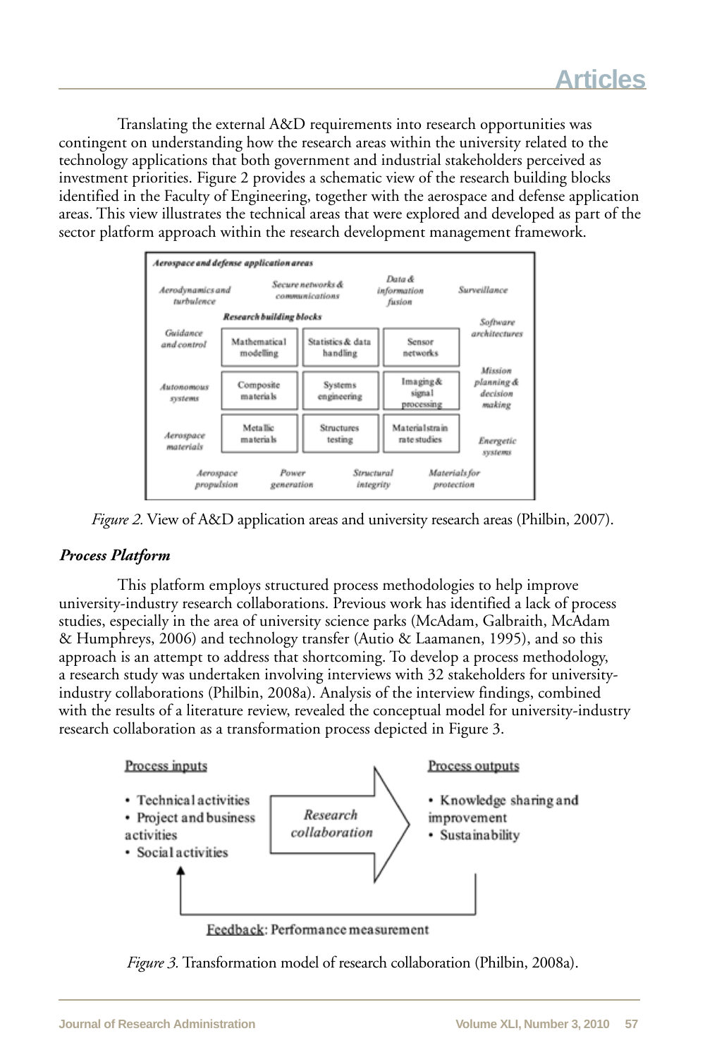Translating the external A&D requirements into research opportunities was contingent on understanding how the research areas within the university related to the technology applications that both government and industrial stakeholders perceived as investment priorities. Figure 2 provides a schematic view of the research building blocks identified in the Faculty of Engineering, together with the aerospace and defense application areas. This view illustrates the technical areas that were explored and developed as part of the sector platform approach within the research development management framework.

*Aerospace and defense application areas*

*Aerodynamics and turbulence*
*Secure networks & communications*
*Data & information fusion*
*Surveillance*

**Research building blocks**

*Software architectures*
*Guidance and control*
Mathematical modelling
Statistics & data handling
Sensor networks
*Mission planning & decision making*
*Autonomous systems*
Composite materials
Systems engineering
Imaging & signal processing
*Aerospace materials*
Metallic materials
Structures testing
Material strain rate studies
*Energetic systems*

*Aerospace propulsion*
*Power generation*
*Structural integrity*
*Materials for protection*

*Figure 2.* View of A&D application areas and university research areas (Philbin, 2007).

### *Process Platform*

This platform employs structured process methodologies to help improve university-industry research collaborations. Previous work has identified a lack of process studies, especially in the area of university science parks (McAdam, Galbraith, McAdam & Humphreys, 2006) and technology transfer (Autio & Laamanen, 1995), and so this approach is an attempt to address that shortcoming. To develop a process methodology, a research study was undertaken involving interviews with 32 stakeholders for university-industry collaborations (Philbin, 2008a). Analysis of the interview findings, combined with the results of a literature review, revealed the conceptual model for university-industry research collaboration as a transformation process depicted in Figure 3.

Process inputs
- Technical activities
- Project and business activities
- Social activities

*Research collaboration*

Process outputs
- Knowledge sharing and improvement
- Sustainability

Feedback: Performance measurement

*Figure 3.* Transformation model of research collaboration (Philbin, 2008a).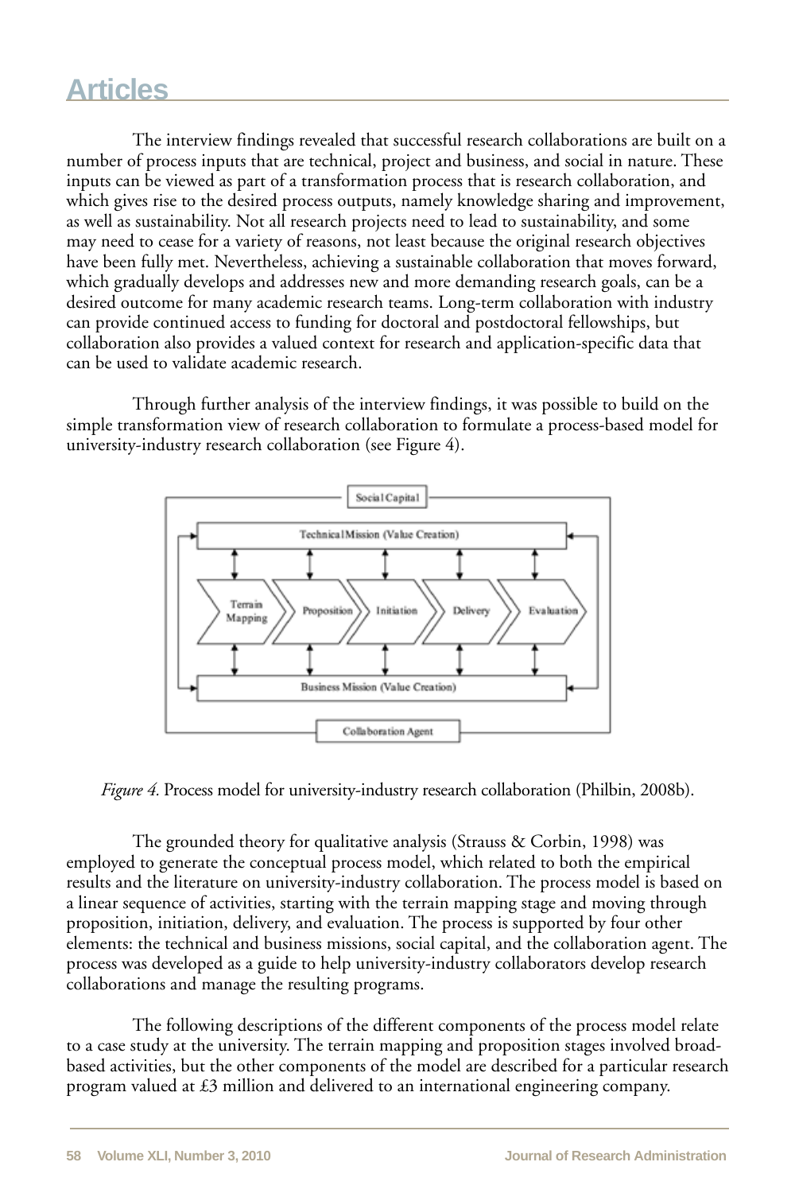The interview findings revealed that successful research collaborations are built on a number of process inputs that are technical, project and business, and social in nature. These inputs can be viewed as part of a transformation process that is research collaboration, and which gives rise to the desired process outputs, namely knowledge sharing and improvement, as well as sustainability. Not all research projects need to lead to sustainability, and some may need to cease for a variety of reasons, not least because the original research objectives have been fully met. Nevertheless, achieving a sustainable collaboration that moves forward, which gradually develops and addresses new and more demanding research goals, can be a desired outcome for many academic research teams. Long-term collaboration with industry can provide continued access to funding for doctoral and postdoctoral fellowships, but collaboration also provides a valued context for research and application-specific data that can be used to validate academic research.

Through further analysis of the interview findings, it was possible to build on the simple transformation view of research collaboration to formulate a process-based model for university-industry research collaboration (see Figure 4).

Social Capital

Technical Mission (Value Creation)

Terrain Mapping

Proposition

Initiation

Delivery

Evaluation

Business Mission (Value Creation)

Collaboration Agent

*Figure 4.* Process model for university-industry research collaboration (Philbin, 2008b).

The grounded theory for qualitative analysis (Strauss & Corbin, 1998) was employed to generate the conceptual process model, which related to both the empirical results and the literature on university-industry collaboration. The process model is based on a linear sequence of activities, starting with the terrain mapping stage and moving through proposition, initiation, delivery, and evaluation. The process is supported by four other elements: the technical and business missions, social capital, and the collaboration agent. The process was developed as a guide to help university-industry collaborators develop research collaborations and manage the resulting programs.

The following descriptions of the different components of the process model relate to a case study at the university. The terrain mapping and proposition stages involved broad-based activities, but the other components of the model are described for a particular research program valued at £3 million and delivered to an international engineering company.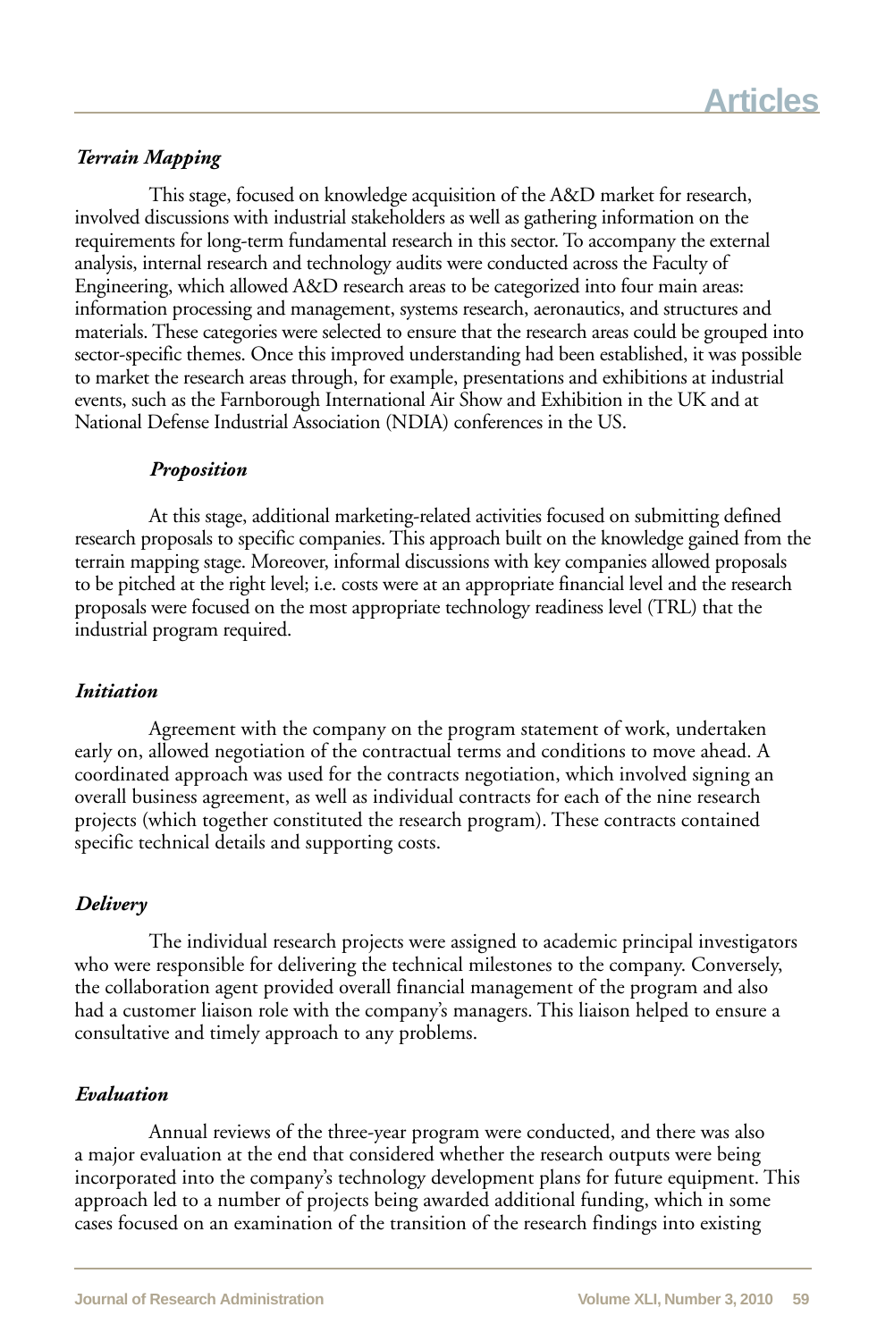### *Terrain Mapping*

This stage, focused on knowledge acquisition of the A&D market for research, involved discussions with industrial stakeholders as well as gathering information on the requirements for long-term fundamental research in this sector. To accompany the external analysis, internal research and technology audits were conducted across the Faculty of Engineering, which allowed A&D research areas to be categorized into four main areas: information processing and management, systems research, aeronautics, and structures and materials. These categories were selected to ensure that the research areas could be grouped into sector-specific themes. Once this improved understanding had been established, it was possible to market the research areas through, for example, presentations and exhibitions at industrial events, such as the Farnborough International Air Show and Exhibition in the UK and at National Defense Industrial Association (NDIA) conferences in the US.

### *Proposition*

At this stage, additional marketing-related activities focused on submitting defined research proposals to specific companies. This approach built on the knowledge gained from the terrain mapping stage. Moreover, informal discussions with key companies allowed proposals to be pitched at the right level; i.e. costs were at an appropriate financial level and the research proposals were focused on the most appropriate technology readiness level (TRL) that the industrial program required.

### *Initiation*

Agreement with the company on the program statement of work, undertaken early on, allowed negotiation of the contractual terms and conditions to move ahead. A coordinated approach was used for the contracts negotiation, which involved signing an overall business agreement, as well as individual contracts for each of the nine research projects (which together constituted the research program). These contracts contained specific technical details and supporting costs.

### *Delivery*

The individual research projects were assigned to academic principal investigators who were responsible for delivering the technical milestones to the company. Conversely, the collaboration agent provided overall financial management of the program and also had a customer liaison role with the company's managers. This liaison helped to ensure a consultative and timely approach to any problems.

### *Evaluation*

Annual reviews of the three-year program were conducted, and there was also a major evaluation at the end that considered whether the research outputs were being incorporated into the company's technology development plans for future equipment. This approach led to a number of projects being awarded additional funding, which in some cases focused on an examination of the transition of the research findings into existing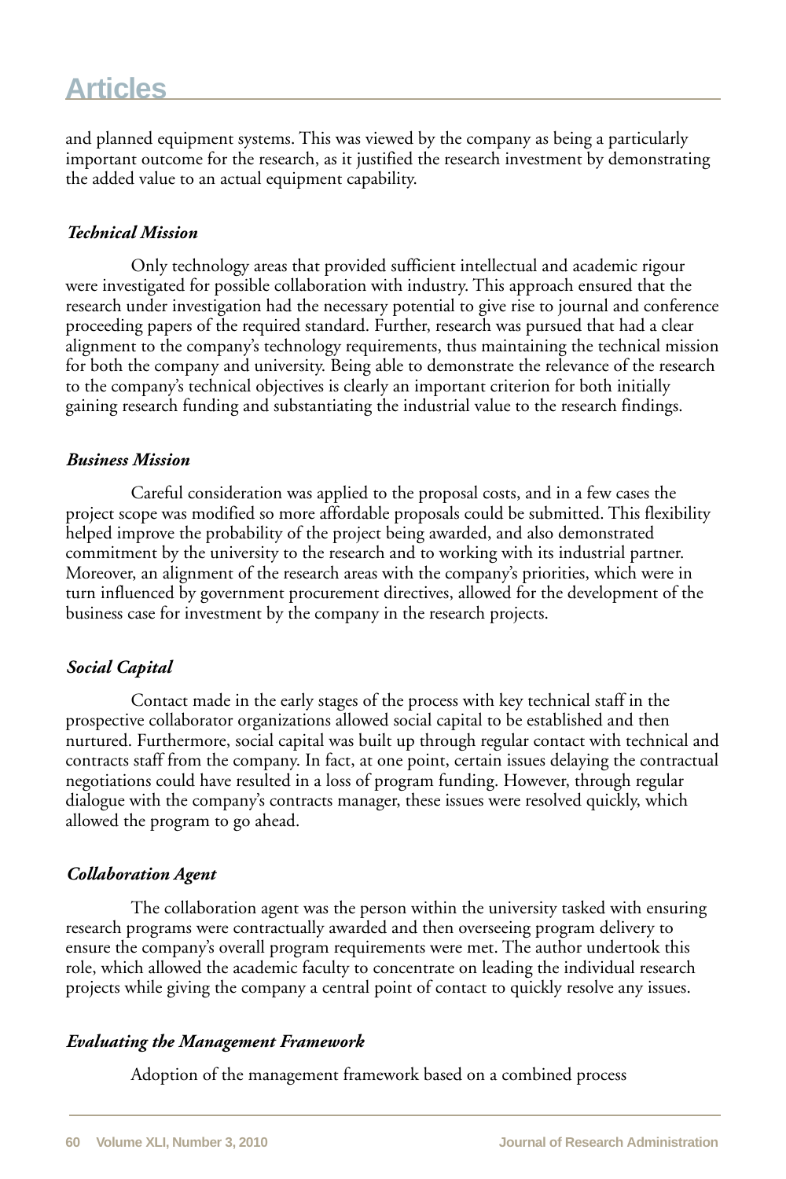and planned equipment systems. This was viewed by the company as being a particularly important outcome for the research, as it justified the research investment by demonstrating the added value to an actual equipment capability.

### *Technical Mission*

Only technology areas that provided sufficient intellectual and academic rigour were investigated for possible collaboration with industry. This approach ensured that the research under investigation had the necessary potential to give rise to journal and conference proceeding papers of the required standard. Further, research was pursued that had a clear alignment to the company's technology requirements, thus maintaining the technical mission for both the company and university. Being able to demonstrate the relevance of the research to the company's technical objectives is clearly an important criterion for both initially gaining research funding and substantiating the industrial value to the research findings.

### *Business Mission*

Careful consideration was applied to the proposal costs, and in a few cases the project scope was modified so more affordable proposals could be submitted. This flexibility helped improve the probability of the project being awarded, and also demonstrated commitment by the university to the research and to working with its industrial partner. Moreover, an alignment of the research areas with the company's priorities, which were in turn influenced by government procurement directives, allowed for the development of the business case for investment by the company in the research projects.

### *Social Capital*

Contact made in the early stages of the process with key technical staff in the prospective collaborator organizations allowed social capital to be established and then nurtured. Furthermore, social capital was built up through regular contact with technical and contracts staff from the company. In fact, at one point, certain issues delaying the contractual negotiations could have resulted in a loss of program funding. However, through regular dialogue with the company's contracts manager, these issues were resolved quickly, which allowed the program to go ahead.

### *Collaboration Agent*

The collaboration agent was the person within the university tasked with ensuring research programs were contractually awarded and then overseeing program delivery to ensure the company's overall program requirements were met. The author undertook this role, which allowed the academic faculty to concentrate on leading the individual research projects while giving the company a central point of contact to quickly resolve any issues.

### *Evaluating the Management Framework*

Adoption of the management framework based on a combined process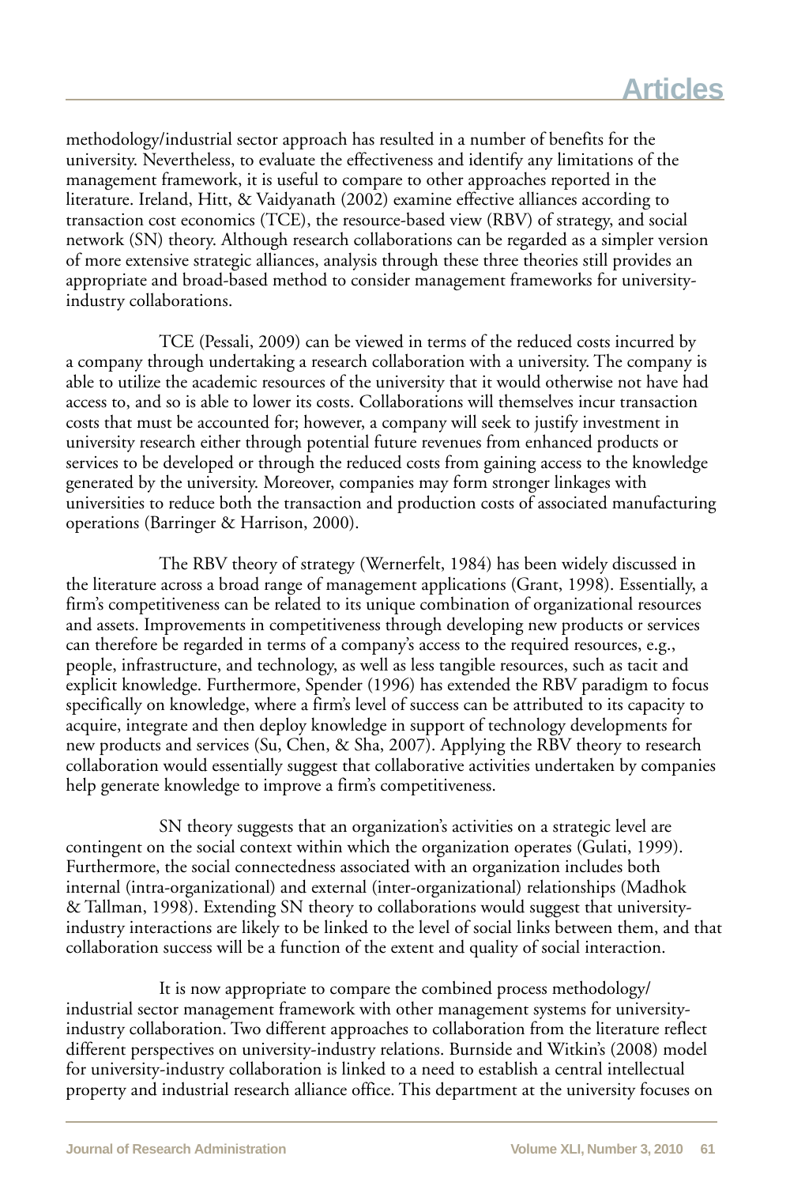methodology/industrial sector approach has resulted in a number of benefits for the university. Nevertheless, to evaluate the effectiveness and identify any limitations of the management framework, it is useful to compare to other approaches reported in the literature. Ireland, Hitt, & Vaidyanath (2002) examine effective alliances according to transaction cost economics (TCE), the resource-based view (RBV) of strategy, and social network (SN) theory. Although research collaborations can be regarded as a simpler version of more extensive strategic alliances, analysis through these three theories still provides an appropriate and broad-based method to consider management frameworks for university-industry collaborations.

TCE (Pessali, 2009) can be viewed in terms of the reduced costs incurred by a company through undertaking a research collaboration with a university. The company is able to utilize the academic resources of the university that it would otherwise not have had access to, and so is able to lower its costs. Collaborations will themselves incur transaction costs that must be accounted for; however, a company will seek to justify investment in university research either through potential future revenues from enhanced products or services to be developed or through the reduced costs from gaining access to the knowledge generated by the university. Moreover, companies may form stronger linkages with universities to reduce both the transaction and production costs of associated manufacturing operations (Barringer & Harrison, 2000).

The RBV theory of strategy (Wernerfelt, 1984) has been widely discussed in the literature across a broad range of management applications (Grant, 1998). Essentially, a firm's competitiveness can be related to its unique combination of organizational resources and assets. Improvements in competitiveness through developing new products or services can therefore be regarded in terms of a company's access to the required resources, e.g., people, infrastructure, and technology, as well as less tangible resources, such as tacit and explicit knowledge. Furthermore, Spender (1996) has extended the RBV paradigm to focus specifically on knowledge, where a firm's level of success can be attributed to its capacity to acquire, integrate and then deploy knowledge in support of technology developments for new products and services (Su, Chen, & Sha, 2007). Applying the RBV theory to research collaboration would essentially suggest that collaborative activities undertaken by companies help generate knowledge to improve a firm's competitiveness.

SN theory suggests that an organization's activities on a strategic level are contingent on the social context within which the organization operates (Gulati, 1999). Furthermore, the social connectedness associated with an organization includes both internal (intra-organizational) and external (inter-organizational) relationships (Madhok & Tallman, 1998). Extending SN theory to collaborations would suggest that university-industry interactions are likely to be linked to the level of social links between them, and that collaboration success will be a function of the extent and quality of social interaction.

It is now appropriate to compare the combined process methodology/industrial sector management framework with other management systems for university-industry collaboration. Two different approaches to collaboration from the literature reflect different perspectives on university-industry relations. Burnside and Witkin's (2008) model for university-industry collaboration is linked to a need to establish a central intellectual property and industrial research alliance office. This department at the university focuses on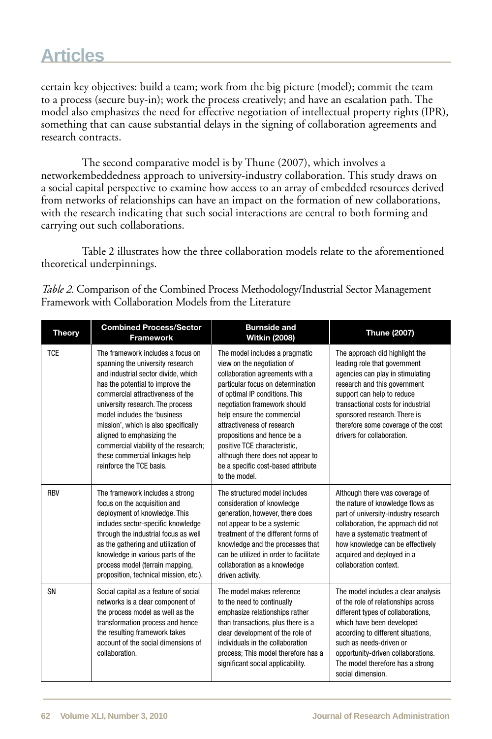certain key objectives: build a team; work from the big picture (model); commit the team to a process (secure buy-in); work the process creatively; and have an escalation path. The model also emphasizes the need for effective negotiation of intellectual property rights (IPR), something that can cause substantial delays in the signing of collaboration agreements and research contracts.

The second comparative model is by Thune (2007), which involves a networkembeddedness approach to university-industry collaboration. This study draws on a social capital perspective to examine how access to an array of embedded resources derived from networks of relationships can have an impact on the formation of new collaborations, with the research indicating that such social interactions are central to both forming and carrying out such collaborations.

Table 2 illustrates how the three collaboration models relate to the aforementioned theoretical underpinnings.

*Table 2.* Comparison of the Combined Process Methodology/Industrial Sector Management Framework with Collaboration Models from the Literature

| Theory | Combined Process/Sector Framework | Burnside and Witkin (2008) | Thune (2007) |
|---|---|---|---|
| TCE | The framework includes a focus on spanning the university research and industrial sector divide, which has the potential to improve the commercial attractiveness of the university research. The process model includes the 'business mission', which is also specifically aligned to emphasizing the commercial viability of the research; these commercial linkages help reinforce the TCE basis. | The model includes a pragmatic view on the negotiation of collaboration agreements with a particular focus on determination of optimal IP conditions. This negotiation framework should help ensure the commercial attractiveness of research propositions and hence be a positive TCE characteristic, although there does not appear to be a specific cost-based attribute to the model. | The approach did highlight the leading role that government agencies can play in stimulating research and this government support can help to reduce transactional costs for industrial sponsored research. There is therefore some coverage of the cost drivers for collaboration. |
| RBV | The framework includes a strong focus on the acquisition and deployment of knowledge. This includes sector-specific knowledge through the industrial focus as well as the gathering and utilization of knowledge in various parts of the process model (terrain mapping, proposition, technical mission, etc.). | The structured model includes consideration of knowledge generation, however, there does not appear to be a systemic treatment of the different forms of knowledge and the processes that can be utilized in order to facilitate collaboration as a knowledge driven activity. | Although there was coverage of the nature of knowledge flows as part of university-industry research collaboration, the approach did not have a systematic treatment of how knowledge can be effectively acquired and deployed in a collaboration context. |
| SN | Social capital as a feature of social networks is a clear component of the process model as well as the transformation process and hence the resulting framework takes account of the social dimensions of collaboration. | The model makes reference to the need to continually emphasize relationships rather than transactions, plus there is a clear development of the role of individuals in the collaboration process; This model therefore has a significant social applicability. | The model includes a clear analysis of the role of relationships across different types of collaborations, which have been developed according to different situations, such as needs-driven or opportunity-driven collaborations. The model therefore has a strong social dimension. |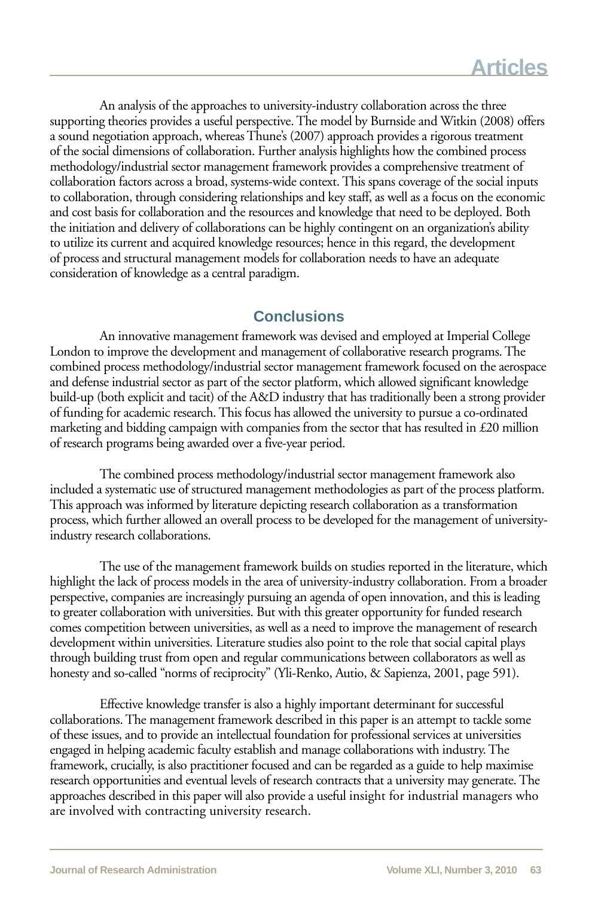An analysis of the approaches to university-industry collaboration across the three supporting theories provides a useful perspective. The model by Burnside and Witkin (2008) offers a sound negotiation approach, whereas Thune's (2007) approach provides a rigorous treatment of the social dimensions of collaboration. Further analysis highlights how the combined process methodology/industrial sector management framework provides a comprehensive treatment of collaboration factors across a broad, systems-wide context. This spans coverage of the social inputs to collaboration, through considering relationships and key staff, as well as a focus on the economic and cost basis for collaboration and the resources and knowledge that need to be deployed. Both the initiation and delivery of collaborations can be highly contingent on an organization's ability to utilize its current and acquired knowledge resources; hence in this regard, the development of process and structural management models for collaboration needs to have an adequate consideration of knowledge as a central paradigm.

## Conclusions

An innovative management framework was devised and employed at Imperial College London to improve the development and management of collaborative research programs. The combined process methodology/industrial sector management framework focused on the aerospace and defense industrial sector as part of the sector platform, which allowed significant knowledge build-up (both explicit and tacit) of the A&D industry that has traditionally been a strong provider of funding for academic research. This focus has allowed the university to pursue a co-ordinated marketing and bidding campaign with companies from the sector that has resulted in £20 million of research programs being awarded over a five-year period.

The combined process methodology/industrial sector management framework also included a systematic use of structured management methodologies as part of the process platform. This approach was informed by literature depicting research collaboration as a transformation process, which further allowed an overall process to be developed for the management of university-industry research collaborations.

The use of the management framework builds on studies reported in the literature, which highlight the lack of process models in the area of university-industry collaboration. From a broader perspective, companies are increasingly pursuing an agenda of open innovation, and this is leading to greater collaboration with universities. But with this greater opportunity for funded research comes competition between universities, as well as a need to improve the management of research development within universities. Literature studies also point to the role that social capital plays through building trust from open and regular communications between collaborators as well as honesty and so-called "norms of reciprocity" (Yli-Renko, Autio, & Sapienza, 2001, page 591).

Effective knowledge transfer is also a highly important determinant for successful collaborations. The management framework described in this paper is an attempt to tackle some of these issues, and to provide an intellectual foundation for professional services at universities engaged in helping academic faculty establish and manage collaborations with industry. The framework, crucially, is also practitioner focused and can be regarded as a guide to help maximise research opportunities and eventual levels of research contracts that a university may generate. The approaches described in this paper will also provide a useful insight for industrial managers who are involved with contracting university research.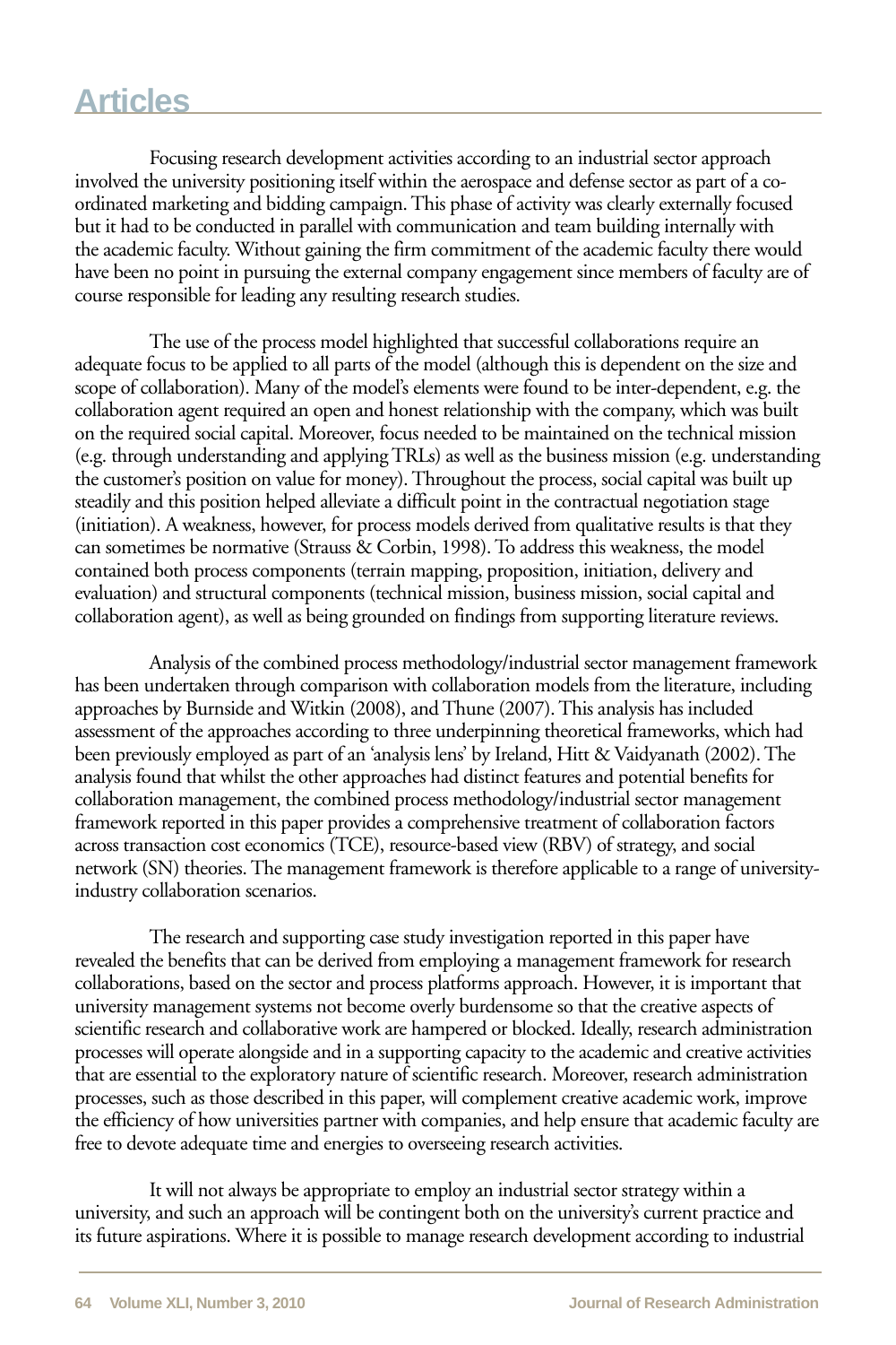Focusing research development activities according to an industrial sector approach involved the university positioning itself within the aerospace and defense sector as part of a co-ordinated marketing and bidding campaign. This phase of activity was clearly externally focused but it had to be conducted in parallel with communication and team building internally with the academic faculty. Without gaining the firm commitment of the academic faculty there would have been no point in pursuing the external company engagement since members of faculty are of course responsible for leading any resulting research studies.

The use of the process model highlighted that successful collaborations require an adequate focus to be applied to all parts of the model (although this is dependent on the size and scope of collaboration). Many of the model's elements were found to be inter-dependent, e.g. the collaboration agent required an open and honest relationship with the company, which was built on the required social capital. Moreover, focus needed to be maintained on the technical mission (e.g. through understanding and applying TRLs) as well as the business mission (e.g. understanding the customer's position on value for money). Throughout the process, social capital was built up steadily and this position helped alleviate a difficult point in the contractual negotiation stage (initiation). A weakness, however, for process models derived from qualitative results is that they can sometimes be normative (Strauss & Corbin, 1998). To address this weakness, the model contained both process components (terrain mapping, proposition, initiation, delivery and evaluation) and structural components (technical mission, business mission, social capital and collaboration agent), as well as being grounded on findings from supporting literature reviews.

Analysis of the combined process methodology/industrial sector management framework has been undertaken through comparison with collaboration models from the literature, including approaches by Burnside and Witkin (2008), and Thune (2007). This analysis has included assessment of the approaches according to three underpinning theoretical frameworks, which had been previously employed as part of an 'analysis lens' by Ireland, Hitt & Vaidyanath (2002). The analysis found that whilst the other approaches had distinct features and potential benefits for collaboration management, the combined process methodology/industrial sector management framework reported in this paper provides a comprehensive treatment of collaboration factors across transaction cost economics (TCE), resource-based view (RBV) of strategy, and social network (SN) theories. The management framework is therefore applicable to a range of university-industry collaboration scenarios.

The research and supporting case study investigation reported in this paper have revealed the benefits that can be derived from employing a management framework for research collaborations, based on the sector and process platforms approach. However, it is important that university management systems not become overly burdensome so that the creative aspects of scientific research and collaborative work are hampered or blocked. Ideally, research administration processes will operate alongside and in a supporting capacity to the academic and creative activities that are essential to the exploratory nature of scientific research. Moreover, research administration processes, such as those described in this paper, will complement creative academic work, improve the efficiency of how universities partner with companies, and help ensure that academic faculty are free to devote adequate time and energies to overseeing research activities.

It will not always be appropriate to employ an industrial sector strategy within a university, and such an approach will be contingent both on the university's current practice and its future aspirations. Where it is possible to manage research development according to industrial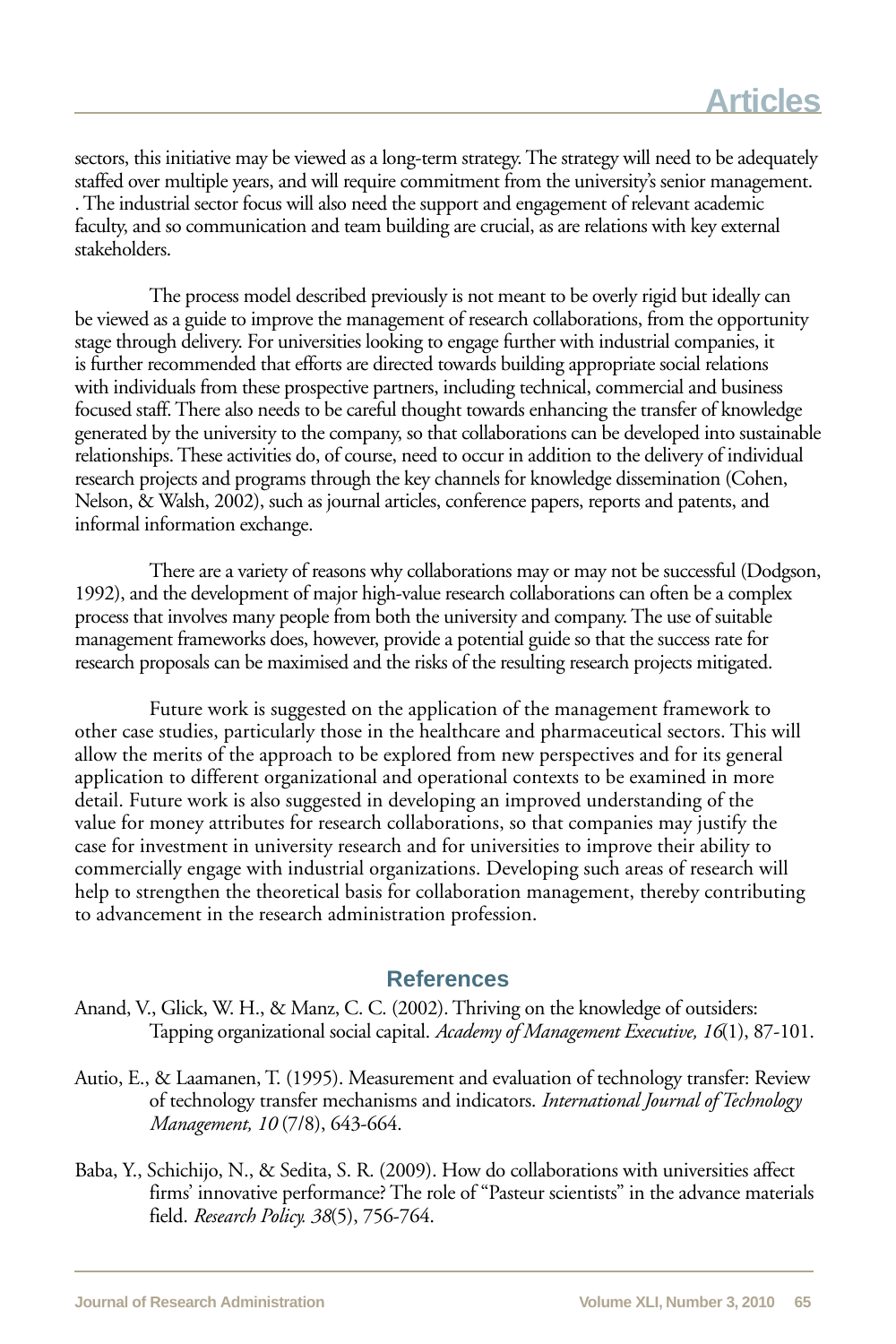sectors, this initiative may be viewed as a long-term strategy. The strategy will need to be adequately staffed over multiple years, and will require commitment from the university's senior management. . The industrial sector focus will also need the support and engagement of relevant academic faculty, and so communication and team building are crucial, as are relations with key external stakeholders.

The process model described previously is not meant to be overly rigid but ideally can be viewed as a guide to improve the management of research collaborations, from the opportunity stage through delivery. For universities looking to engage further with industrial companies, it is further recommended that efforts are directed towards building appropriate social relations with individuals from these prospective partners, including technical, commercial and business focused staff. There also needs to be careful thought towards enhancing the transfer of knowledge generated by the university to the company, so that collaborations can be developed into sustainable relationships. These activities do, of course, need to occur in addition to the delivery of individual research projects and programs through the key channels for knowledge dissemination (Cohen, Nelson, & Walsh, 2002), such as journal articles, conference papers, reports and patents, and informal information exchange.

There are a variety of reasons why collaborations may or may not be successful (Dodgson, 1992), and the development of major high-value research collaborations can often be a complex process that involves many people from both the university and company. The use of suitable management frameworks does, however, provide a potential guide so that the success rate for research proposals can be maximised and the risks of the resulting research projects mitigated.

Future work is suggested on the application of the management framework to other case studies, particularly those in the healthcare and pharmaceutical sectors. This will allow the merits of the approach to be explored from new perspectives and for its general application to different organizational and operational contexts to be examined in more detail. Future work is also suggested in developing an improved understanding of the value for money attributes for research collaborations, so that companies may justify the case for investment in university research and for universities to improve their ability to commercially engage with industrial organizations. Developing such areas of research will help to strengthen the theoretical basis for collaboration management, thereby contributing to advancement in the research administration profession.

## References

Anand, V., Glick, W. H., & Manz, C. C. (2002). Thriving on the knowledge of outsiders: Tapping organizational social capital. *Academy of Management Executive, 16*(1), 87-101.

Autio, E., & Laamanen, T. (1995). Measurement and evaluation of technology transfer: Review of technology transfer mechanisms and indicators. *International Journal of Technology Management, 10* (7/8), 643-664.

Baba, Y., Schichijo, N., & Sedita, S. R. (2009). How do collaborations with universities affect firms' innovative performance? The role of "Pasteur scientists" in the advance materials field. *Research Policy. 38*(5), 756-764.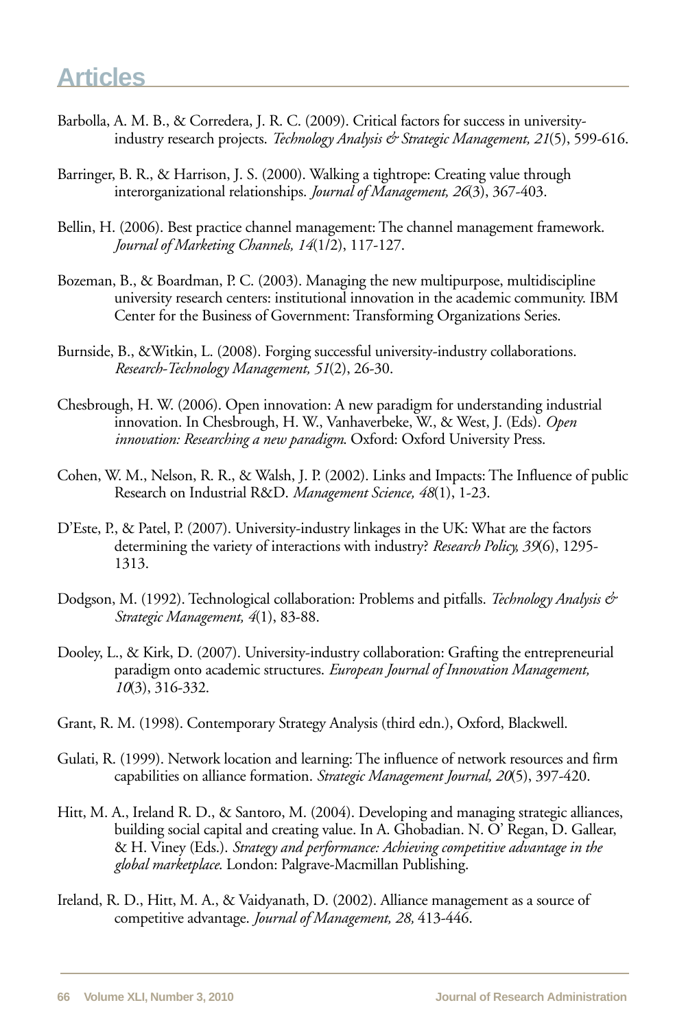Barbolla, A. M. B., & Corredera, J. R. C. (2009). Critical factors for success in university-industry research projects. *Technology Analysis & Strategic Management, 21*(5), 599-616.

Barringer, B. R., & Harrison, J. S. (2000). Walking a tightrope: Creating value through interorganizational relationships. *Journal of Management, 26*(3), 367-403.

Bellin, H. (2006). Best practice channel management: The channel management framework. *Journal of Marketing Channels, 14*(1/2), 117-127.

Bozeman, B., & Boardman, P. C. (2003). Managing the new multipurpose, multidiscipline university research centers: institutional innovation in the academic community. IBM Center for the Business of Government: Transforming Organizations Series.

Burnside, B., &Witkin, L. (2008). Forging successful university-industry collaborations. *Research-Technology Management, 51*(2), 26-30.

Chesbrough, H. W. (2006). Open innovation: A new paradigm for understanding industrial innovation. In Chesbrough, H. W., Vanhaverbeke, W., & West, J. (Eds). *Open innovation: Researching a new paradigm*. Oxford: Oxford University Press.

Cohen, W. M., Nelson, R. R., & Walsh, J. P. (2002). Links and Impacts: The Influence of public Research on Industrial R&D. *Management Science, 48*(1), 1-23.

D'Este, P., & Patel, P. (2007). University-industry linkages in the UK: What are the factors determining the variety of interactions with industry? *Research Policy, 39*(6), 1295-1313.

Dodgson, M. (1992). Technological collaboration: Problems and pitfalls. *Technology Analysis & Strategic Management, 4*(1), 83-88.

Dooley, L., & Kirk, D. (2007). University-industry collaboration: Grafting the entrepreneurial paradigm onto academic structures. *European Journal of Innovation Management, 10*(3), 316-332.

Grant, R. M. (1998). Contemporary Strategy Analysis (third edn.), Oxford, Blackwell.

Gulati, R. (1999). Network location and learning: The influence of network resources and firm capabilities on alliance formation. *Strategic Management Journal, 20*(5), 397-420.

Hitt, M. A., Ireland R. D., & Santoro, M. (2004). Developing and managing strategic alliances, building social capital and creating value. In A. Ghobadian. N. O' Regan, D. Gallear, & H. Viney (Eds.). *Strategy and performance: Achieving competitive advantage in the global marketplace*. London: Palgrave-Macmillan Publishing.

Ireland, R. D., Hitt, M. A., & Vaidyanath, D. (2002). Alliance management as a source of competitive advantage. *Journal of Management, 28,* 413-446.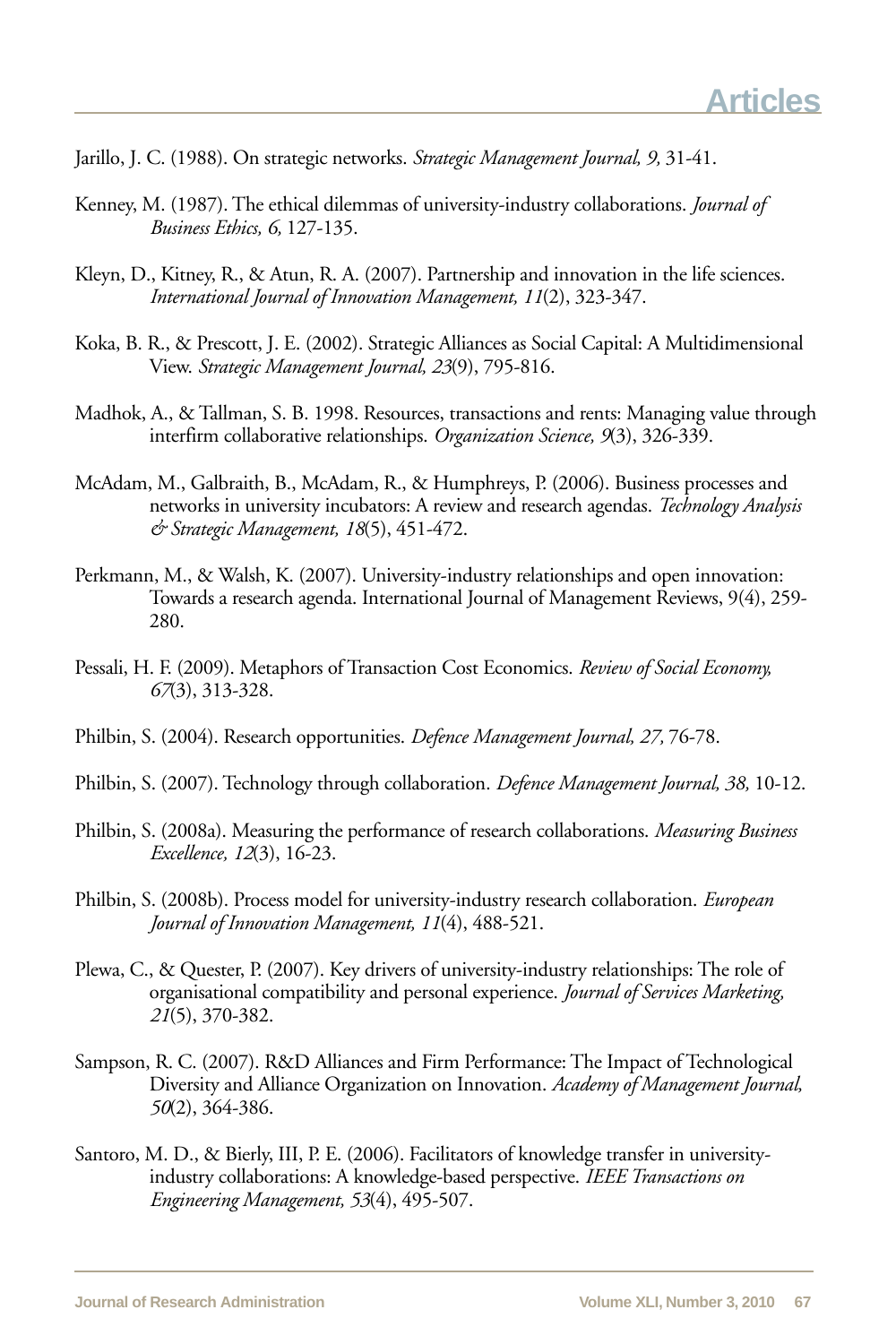Jarillo, J. C. (1988). On strategic networks. *Strategic Management Journal, 9,* 31-41.

Kenney, M. (1987). The ethical dilemmas of university-industry collaborations. *Journal of Business Ethics, 6,* 127-135.

Kleyn, D., Kitney, R., & Atun, R. A. (2007). Partnership and innovation in the life sciences. *International Journal of Innovation Management, 11*(2), 323-347.

Koka, B. R., & Prescott, J. E. (2002). Strategic Alliances as Social Capital: A Multidimensional View. *Strategic Management Journal, 23*(9), 795-816.

Madhok, A., & Tallman, S. B. 1998. Resources, transactions and rents: Managing value through interfirm collaborative relationships. *Organization Science, 9*(3), 326-339.

McAdam, M., Galbraith, B., McAdam, R., & Humphreys, P. (2006). Business processes and networks in university incubators: A review and research agendas. *Technology Analysis & Strategic Management, 18*(5), 451-472.

Perkmann, M., & Walsh, K. (2007). University-industry relationships and open innovation: Towards a research agenda. International Journal of Management Reviews, 9(4), 259-280.

Pessali, H. F. (2009). Metaphors of Transaction Cost Economics. *Review of Social Economy, 67*(3), 313-328.

Philbin, S. (2004). Research opportunities. *Defence Management Journal, 27,* 76-78.

Philbin, S. (2007). Technology through collaboration. *Defence Management Journal, 38,* 10-12.

Philbin, S. (2008a). Measuring the performance of research collaborations. *Measuring Business Excellence, 12*(3), 16-23.

Philbin, S. (2008b). Process model for university-industry research collaboration. *European Journal of Innovation Management, 11*(4), 488-521.

Plewa, C., & Quester, P. (2007). Key drivers of university-industry relationships: The role of organisational compatibility and personal experience. *Journal of Services Marketing, 21*(5), 370-382.

Sampson, R. C. (2007). R&D Alliances and Firm Performance: The Impact of Technological Diversity and Alliance Organization on Innovation. *Academy of Management Journal, 50*(2), 364-386.

Santoro, M. D., & Bierly, III, P. E. (2006). Facilitators of knowledge transfer in university-industry collaborations: A knowledge-based perspective. *IEEE Transactions on Engineering Management, 53*(4), 495-507.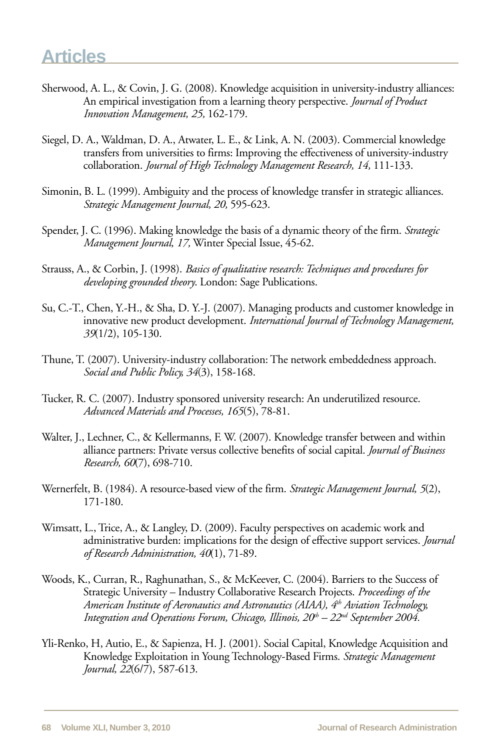Sherwood, A. L., & Covin, J. G. (2008). Knowledge acquisition in university-industry alliances: An empirical investigation from a learning theory perspective. *Journal of Product Innovation Management, 25,* 162-179.

Siegel, D. A., Waldman, D. A., Atwater, L. E., & Link, A. N. (2003). Commercial knowledge transfers from universities to firms: Improving the effectiveness of university-industry collaboration. *Journal of High Technology Management Research, 14,* 111-133.

Simonin, B. L. (1999). Ambiguity and the process of knowledge transfer in strategic alliances. *Strategic Management Journal, 20,* 595-623.

Spender, J. C. (1996). Making knowledge the basis of a dynamic theory of the firm. *Strategic Management Journal, 17,* Winter Special Issue, 45-62.

Strauss, A., & Corbin, J. (1998). *Basics of qualitative research: Techniques and procedures for developing grounded theory.* London: Sage Publications.

Su, C.-T., Chen, Y.-H., & Sha, D. Y.-J. (2007). Managing products and customer knowledge in innovative new product development. *International Journal of Technology Management, 39*(1/2), 105-130.

Thune, T. (2007). University-industry collaboration: The network embeddedness approach. *Social and Public Policy, 34*(3), 158-168.

Tucker, R. C. (2007). Industry sponsored university research: An underutilized resource. *Advanced Materials and Processes, 165*(5), 78-81.

Walter, J., Lechner, C., & Kellermanns, F. W. (2007). Knowledge transfer between and within alliance partners: Private versus collective benefits of social capital. *Journal of Business Research, 60*(7), 698-710.

Wernerfelt, B. (1984). A resource-based view of the firm. *Strategic Management Journal, 5*(2), 171-180.

Wimsatt, L., Trice, A., & Langley, D. (2009). Faculty perspectives on academic work and administrative burden: implications for the design of effective support services. *Journal of Research Administration, 40*(1), 71-89.

Woods, K., Curran, R., Raghunathan, S., & McKeever, C. (2004). Barriers to the Success of Strategic University – Industry Collaborative Research Projects. *Proceedings of the American Institute of Aeronautics and Astronautics (AIAA), 4th Aviation Technology, Integration and Operations Forum, Chicago, Illinois, 20th – 22nd September 2004.*

Yli-Renko, H, Autio, E., & Sapienza, H. J. (2001). Social Capital, Knowledge Acquisition and Knowledge Exploitation in Young Technology-Based Firms. *Strategic Management Journal, 22*(6/7), 587-613.